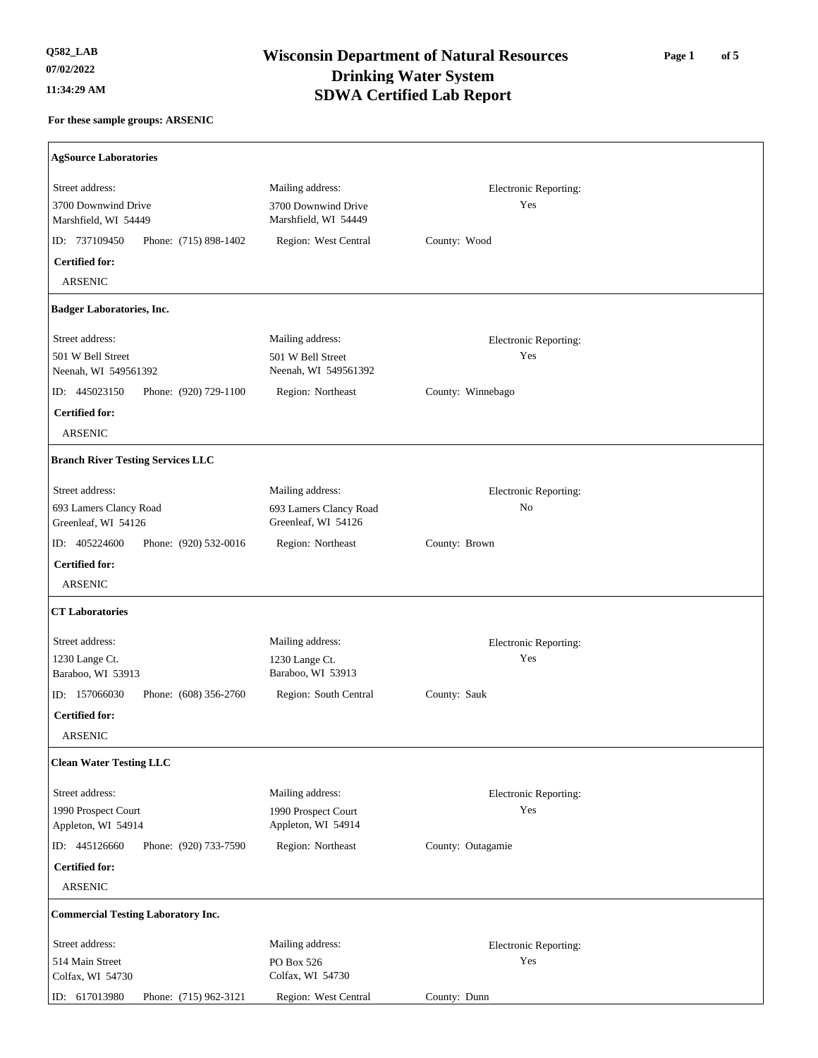Q582_LAB
07/02/2022
11:34:29 AM

# Wisconsin Department of Natural Resources
## Drinking Water System
## SDWA Certified Lab Report

**For these sample groups: ARSENIC**

---

### AgSource Laboratories

| Street address: | Mailing address: | Electronic Reporting: |
|---|---|---|
| 3700 Downwind Drive<br>Marshfield, WI 54449 | 3700 Downwind Drive<br>Marshfield, WI 54449 | Yes |

ID: 737109450 Phone: (715) 898-1402 Region: West Central County: Wood

**Certified for:**

ARSENIC

---

### Badger Laboratories, Inc.

| Street address: | Mailing address: | Electronic Reporting: |
|---|---|---|
| 501 W Bell Street<br>Neenah, WI 549561392 | 501 W Bell Street<br>Neenah, WI 549561392 | Yes |

ID: 445023150 Phone: (920) 729-1100 Region: Northeast County: Winnebago

**Certified for:**

ARSENIC

---

### Branch River Testing Services LLC

| Street address: | Mailing address: | Electronic Reporting: |
|---|---|---|
| 693 Lamers Clancy Road<br>Greenleaf, WI 54126 | 693 Lamers Clancy Road<br>Greenleaf, WI 54126 | No |

ID: 405224600 Phone: (920) 532-0016 Region: Northeast County: Brown

**Certified for:**

ARSENIC

---

### CT Laboratories

| Street address: | Mailing address: | Electronic Reporting: |
|---|---|---|
| 1230 Lange Ct.<br>Baraboo, WI 53913 | 1230 Lange Ct.<br>Baraboo, WI 53913 | Yes |

ID: 157066030 Phone: (608) 356-2760 Region: South Central County: Sauk

**Certified for:**

ARSENIC

---

### Clean Water Testing LLC

| Street address: | Mailing address: | Electronic Reporting: |
|---|---|---|
| 1990 Prospect Court<br>Appleton, WI 54914 | 1990 Prospect Court<br>Appleton, WI 54914 | Yes |

ID: 445126660 Phone: (920) 733-7590 Region: Northeast County: Outagamie

**Certified for:**

ARSENIC

---

### Commercial Testing Laboratory Inc.

| Street address: | Mailing address: | Electronic Reporting: |
|---|---|---|
| 514 Main Street<br>Colfax, WI 54730 | PO Box 526<br>Colfax, WI 54730 | Yes |

ID: 617013980 Phone: (715) 962-3121 Region: West Central County: Dunn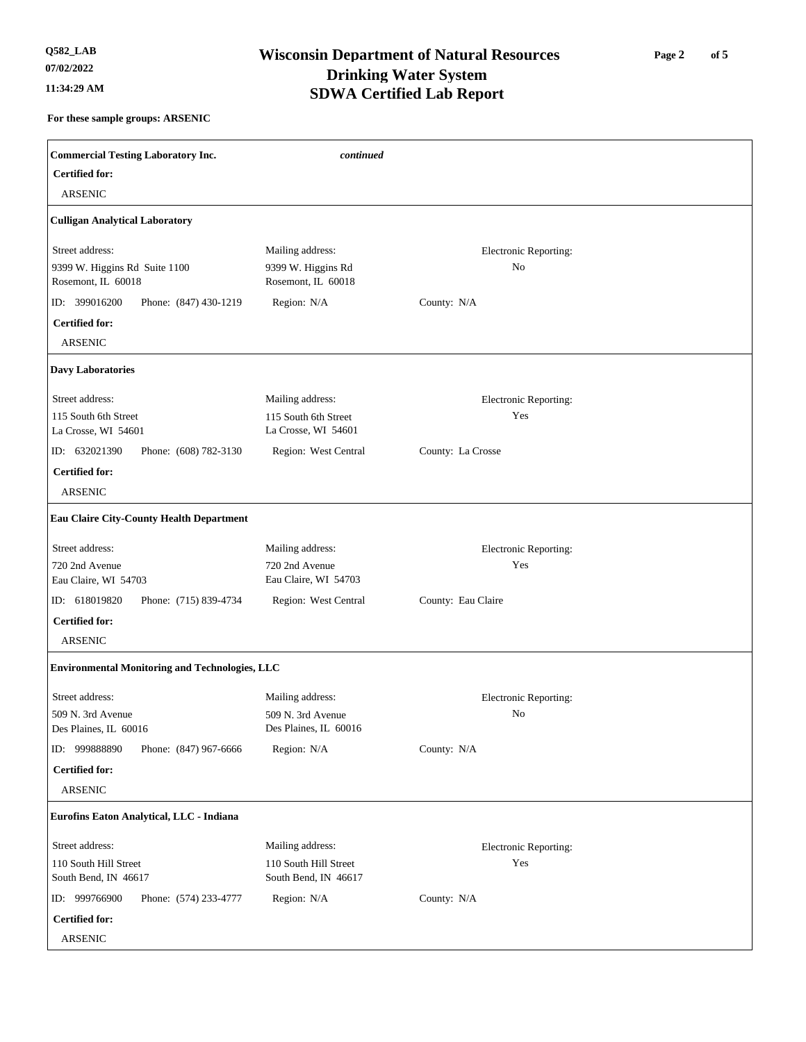# Wisconsin Department of Natural Resources
# Drinking Water System
# SDWA Certified Lab Report

**Q582_LAB**
**07/02/2022**
**11:34:29 AM**

**For these sample groups: ARSENIC**

---

**Commercial Testing Laboratory Inc.** *continued*

**Certified for:**

ARSENIC

---

**Culligan Analytical Laboratory**

| Street address: | Mailing address: | Electronic Reporting: |
|---|---|---|
| 9399 W. Higgins Rd Suite 1100<br>Rosemont, IL 60018 | 9399 W. Higgins Rd<br>Rosemont, IL 60018 | No |

ID: 399016200 Phone: (847) 430-1219 Region: N/A County: N/A

**Certified for:**

ARSENIC

---

**Davy Laboratories**

| Street address: | Mailing address: | Electronic Reporting: |
|---|---|---|
| 115 South 6th Street<br>La Crosse, WI 54601 | 115 South 6th Street<br>La Crosse, WI 54601 | Yes |

ID: 632021390 Phone: (608) 782-3130 Region: West Central County: La Crosse

**Certified for:**

ARSENIC

---

**Eau Claire City-County Health Department**

| Street address: | Mailing address: | Electronic Reporting: |
|---|---|---|
| 720 2nd Avenue<br>Eau Claire, WI 54703 | 720 2nd Avenue<br>Eau Claire, WI 54703 | Yes |

ID: 618019820 Phone: (715) 839-4734 Region: West Central County: Eau Claire

**Certified for:**

ARSENIC

---

**Environmental Monitoring and Technologies, LLC**

| Street address: | Mailing address: | Electronic Reporting: |
|---|---|---|
| 509 N. 3rd Avenue<br>Des Plaines, IL 60016 | 509 N. 3rd Avenue<br>Des Plaines, IL 60016 | No |

ID: 999888890 Phone: (847) 967-6666 Region: N/A County: N/A

**Certified for:**

ARSENIC

---

**Eurofins Eaton Analytical, LLC - Indiana**

| Street address: | Mailing address: | Electronic Reporting: |
|---|---|---|
| 110 South Hill Street<br>South Bend, IN 46617 | 110 South Hill Street<br>South Bend, IN 46617 | Yes |

ID: 999766900 Phone: (574) 233-4777 Region: N/A County: N/A

**Certified for:**

ARSENIC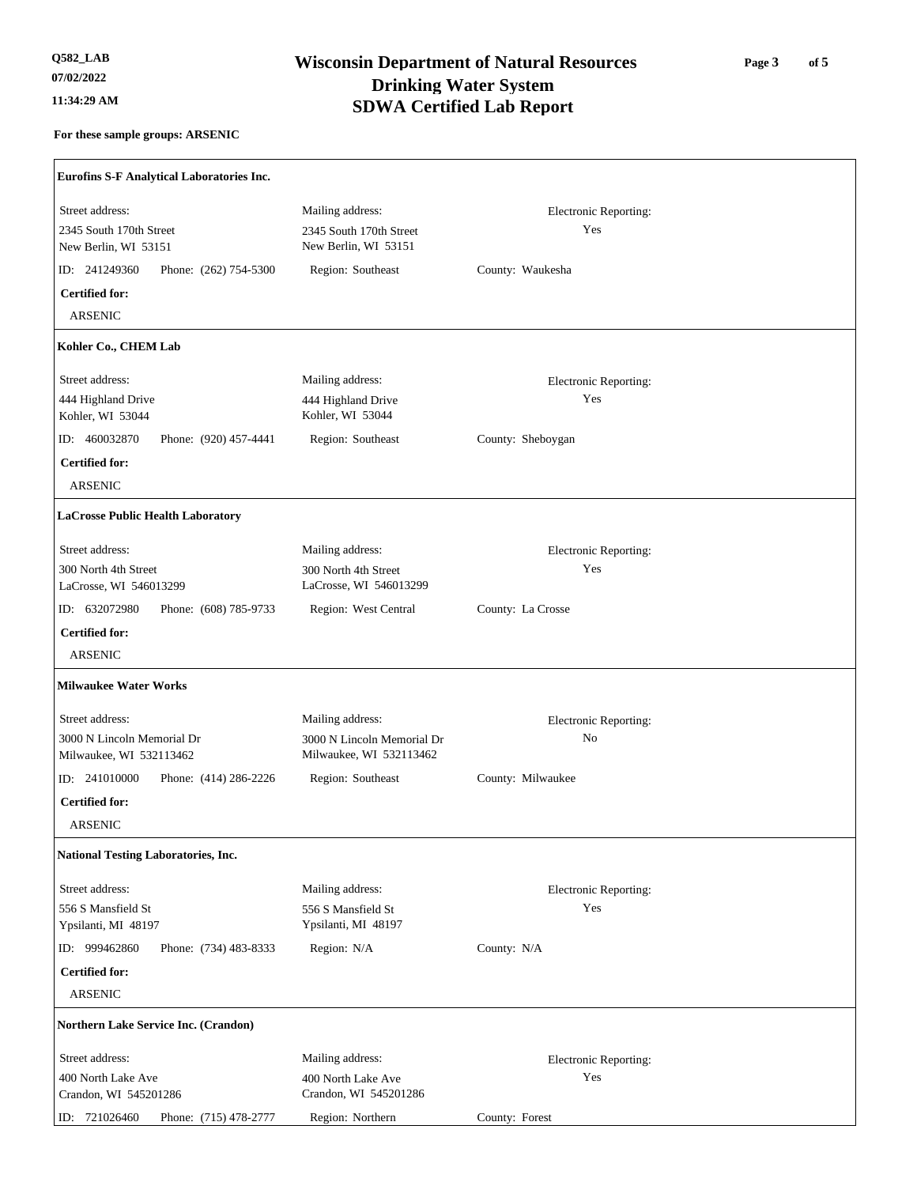**Q582_LAB**
**07/02/2022**
**11:34:29 AM**

# Wisconsin Department of Natural Resources
# Drinking Water System
# SDWA Certified Lab Report

**For these sample groups: ARSENIC**

---

**Eurofins S-F Analytical Laboratories Inc.**

| Street address: | Mailing address: | Electronic Reporting: |
|---|---|---|
| 2345 South 170th Street<br>New Berlin, WI 53151 | 2345 South 170th Street<br>New Berlin, WI 53151 | Yes |
| ID: 241249360 Phone: (262) 754-5300 | Region: Southeast | County: Waukesha |

**Certified for:**

ARSENIC

---

**Kohler Co., CHEM Lab**

| Street address: | Mailing address: | Electronic Reporting: |
|---|---|---|
| 444 Highland Drive<br>Kohler, WI 53044 | 444 Highland Drive<br>Kohler, WI 53044 | Yes |
| ID: 460032870 Phone: (920) 457-4441 | Region: Southeast | County: Sheboygan |

**Certified for:**

ARSENIC

---

**LaCrosse Public Health Laboratory**

| Street address: | Mailing address: | Electronic Reporting: |
|---|---|---|
| 300 North 4th Street<br>LaCrosse, WI 546013299 | 300 North 4th Street<br>LaCrosse, WI 546013299 | Yes |
| ID: 632072980 Phone: (608) 785-9733 | Region: West Central | County: La Crosse |

**Certified for:**

ARSENIC

---

**Milwaukee Water Works**

| Street address: | Mailing address: | Electronic Reporting: |
|---|---|---|
| 3000 N Lincoln Memorial Dr<br>Milwaukee, WI 532113462 | 3000 N Lincoln Memorial Dr<br>Milwaukee, WI 532113462 | No |
| ID: 241010000 Phone: (414) 286-2226 | Region: Southeast | County: Milwaukee |

**Certified for:**

ARSENIC

---

**National Testing Laboratories, Inc.**

| Street address: | Mailing address: | Electronic Reporting: |
|---|---|---|
| 556 S Mansfield St<br>Ypsilanti, MI 48197 | 556 S Mansfield St<br>Ypsilanti, MI 48197 | Yes |
| ID: 999462860 Phone: (734) 483-8333 | Region: N/A | County: N/A |

**Certified for:**

ARSENIC

---

**Northern Lake Service Inc. (Crandon)**

| Street address: | Mailing address: | Electronic Reporting: |
|---|---|---|
| 400 North Lake Ave<br>Crandon, WI 545201286 | 400 North Lake Ave<br>Crandon, WI 545201286 | Yes |
| ID: 721026460 Phone: (715) 478-2777 | Region: Northern | County: Forest |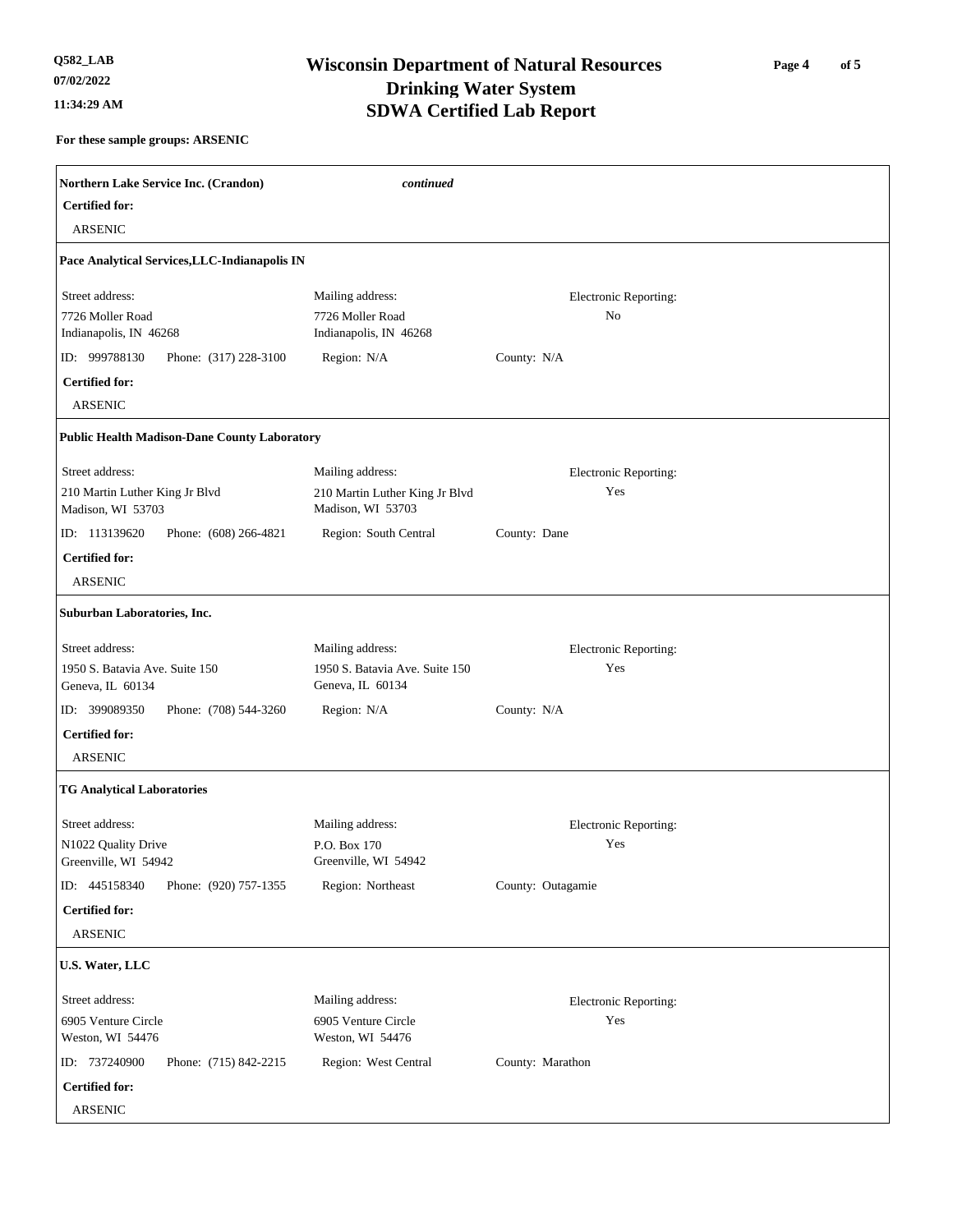**For these sample groups: ARSENIC**

**Northern Lake Service Inc. (Crandon)** *continued*

**Certified for:**

ARSENIC

---

**Pace Analytical Services,LLC-Indianapolis IN**

| Street address: | Mailing address: | Electronic Reporting: |
|---|---|---|
| 7726 Moller Road<br>Indianapolis, IN 46268 | 7726 Moller Road<br>Indianapolis, IN 46268 | No |

ID: 999788130 Phone: (317) 228-3100 Region: N/A County: N/A

**Certified for:**

ARSENIC

---

**Public Health Madison-Dane County Laboratory**

| Street address: | Mailing address: | Electronic Reporting: |
|---|---|---|
| 210 Martin Luther King Jr Blvd<br>Madison, WI 53703 | 210 Martin Luther King Jr Blvd<br>Madison, WI 53703 | Yes |

ID: 113139620 Phone: (608) 266-4821 Region: South Central County: Dane

**Certified for:**

ARSENIC

---

**Suburban Laboratories, Inc.**

| Street address: | Mailing address: | Electronic Reporting: |
|---|---|---|
| 1950 S. Batavia Ave. Suite 150<br>Geneva, IL 60134 | 1950 S. Batavia Ave. Suite 150<br>Geneva, IL 60134 | Yes |

ID: 399089350 Phone: (708) 544-3260 Region: N/A County: N/A

**Certified for:**

ARSENIC

---

**TG Analytical Laboratories**

| Street address: | Mailing address: | Electronic Reporting: |
|---|---|---|
| N1022 Quality Drive<br>Greenville, WI 54942 | P.O. Box 170<br>Greenville, WI 54942 | Yes |

ID: 445158340 Phone: (920) 757-1355 Region: Northeast County: Outagamie

**Certified for:**

ARSENIC

---

**U.S. Water, LLC**

| Street address: | Mailing address: | Electronic Reporting: |
|---|---|---|
| 6905 Venture Circle<br>Weston, WI 54476 | 6905 Venture Circle<br>Weston, WI 54476 | Yes |

ID: 737240900 Phone: (715) 842-2215 Region: West Central County: Marathon

**Certified for:**

ARSENIC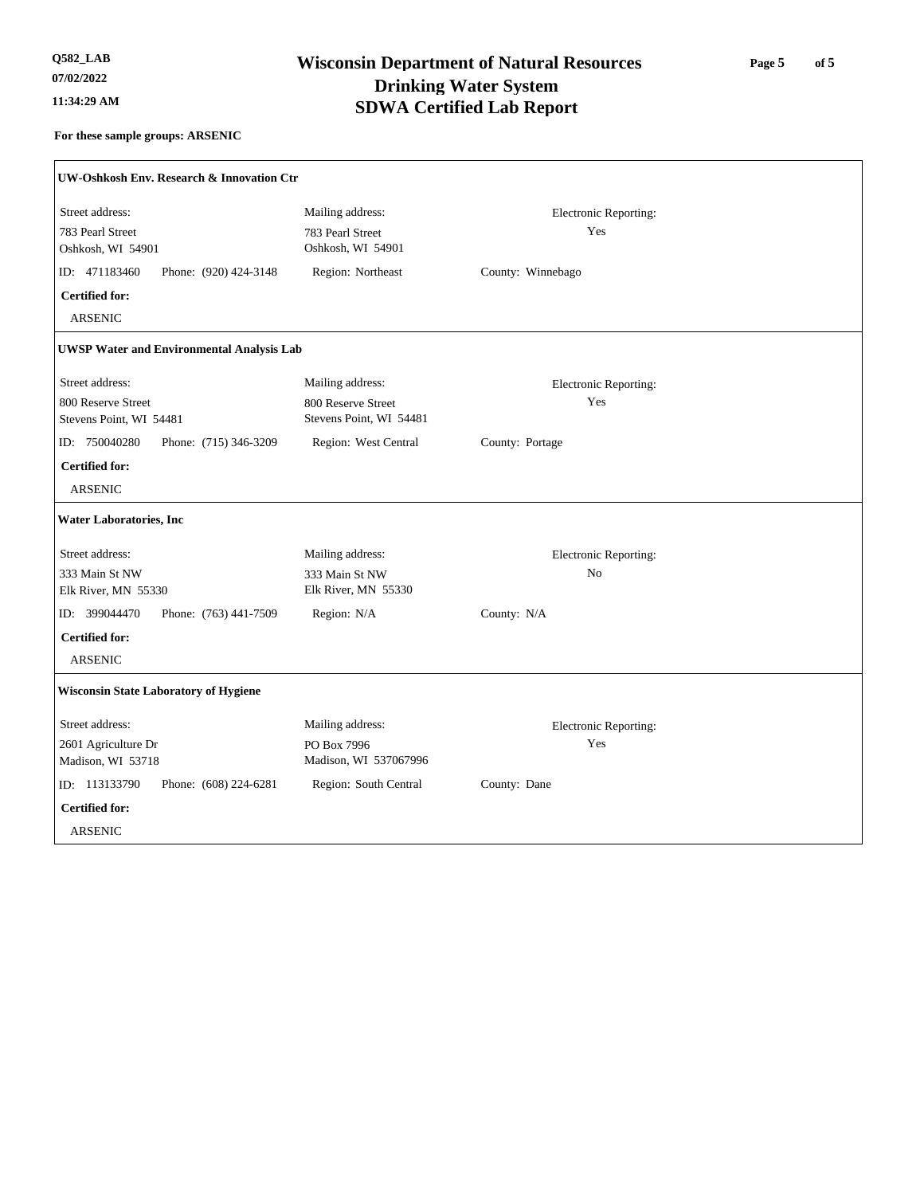**Wisconsin Department of Natural Resources**
**Drinking Water System**
**SDWA Certified Lab Report**

Q582_LAB
07/02/2022
11:34:29 AM

**For these sample groups: ARSENIC**

### UW-Oshkosh Env. Research & Innovation Ctr

| Street address: | Mailing address: | Electronic Reporting: |
|---|---|---|
| 783 Pearl Street<br>Oshkosh, WI 54901 | 783 Pearl Street<br>Oshkosh, WI 54901 | Yes |

ID: 471183460 Phone: (920) 424-3148 Region: Northeast County: Winnebago

**Certified for:**

ARSENIC

### UWSP Water and Environmental Analysis Lab

| Street address: | Mailing address: | Electronic Reporting: |
|---|---|---|
| 800 Reserve Street<br>Stevens Point, WI 54481 | 800 Reserve Street<br>Stevens Point, WI 54481 | Yes |

ID: 750040280 Phone: (715) 346-3209 Region: West Central County: Portage

**Certified for:**

ARSENIC

### Water Laboratories, Inc

| Street address: | Mailing address: | Electronic Reporting: |
|---|---|---|
| 333 Main St NW<br>Elk River, MN 55330 | 333 Main St NW<br>Elk River, MN 55330 | No |

ID: 399044470 Phone: (763) 441-7509 Region: N/A County: N/A

**Certified for:**

ARSENIC

### Wisconsin State Laboratory of Hygiene

| Street address: | Mailing address: | Electronic Reporting: |
|---|---|---|
| 2601 Agriculture Dr<br>Madison, WI 53718 | PO Box 7996<br>Madison, WI 537067996 | Yes |

ID: 113133790 Phone: (608) 224-6281 Region: South Central County: Dane

**Certified for:**

ARSENIC